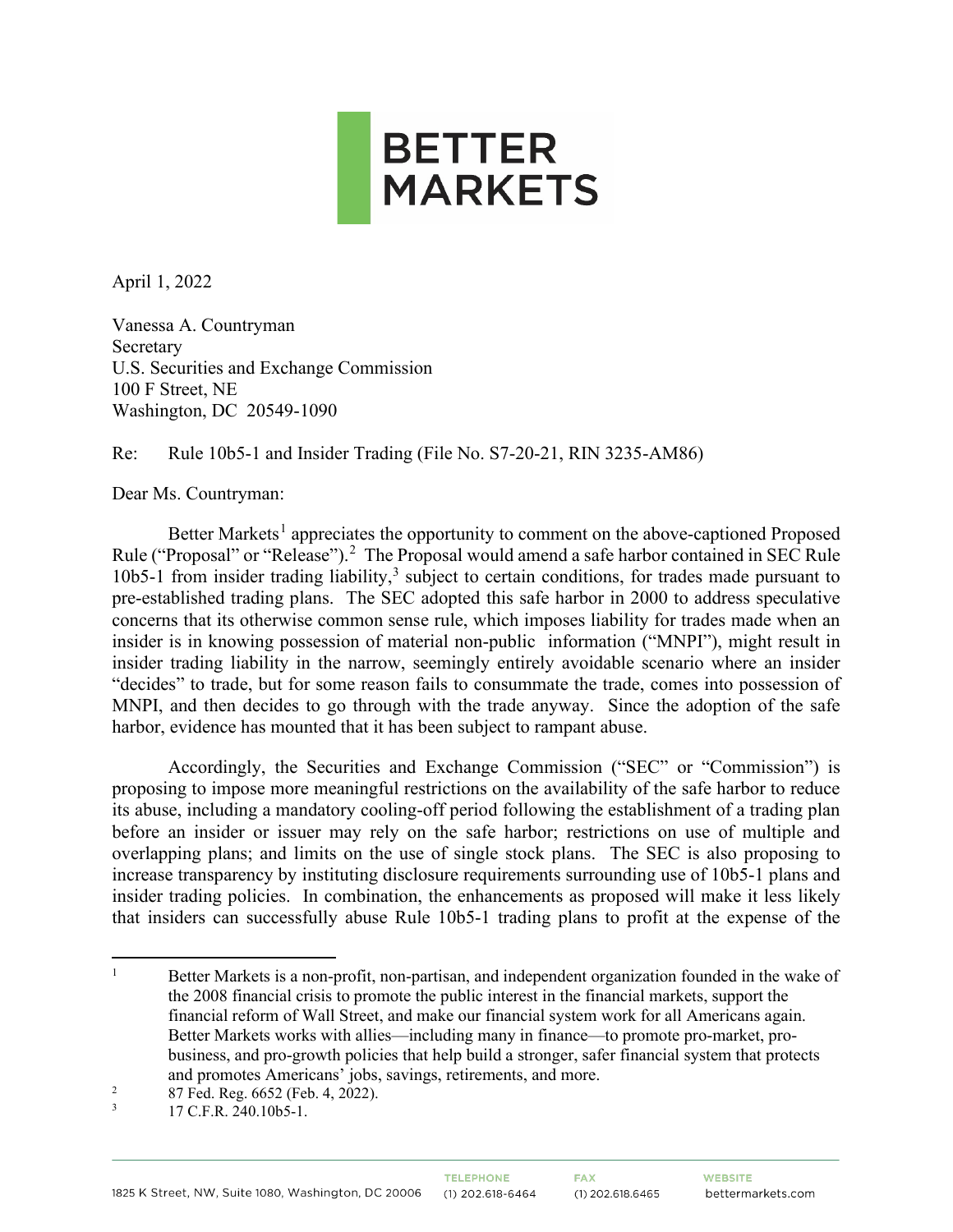# BETTER MARKETS

April 1, 2022

Vanessa A. Countryman
Secretary
U.S. Securities and Exchange Commission
100 F Street, NE
Washington, DC 20549-1090

Re: Rule 10b5-1 and Insider Trading (File No. S7-20-21, RIN 3235-AM86)

Dear Ms. Countryman:

Better Markets[1] appreciates the opportunity to comment on the above-captioned Proposed Rule ("Proposal" or "Release").[2] The Proposal would amend a safe harbor contained in SEC Rule 10b5-1 from insider trading liability,[3] subject to certain conditions, for trades made pursuant to pre-established trading plans. The SEC adopted this safe harbor in 2000 to address speculative concerns that its otherwise common sense rule, which imposes liability for trades made when an insider is in knowing possession of material non-public information ("MNPI"), might result in insider trading liability in the narrow, seemingly entirely avoidable scenario where an insider "decides" to trade, but for some reason fails to consummate the trade, comes into possession of MNPI, and then decides to go through with the trade anyway. Since the adoption of the safe harbor, evidence has mounted that it has been subject to rampant abuse.

Accordingly, the Securities and Exchange Commission ("SEC" or "Commission") is proposing to impose more meaningful restrictions on the availability of the safe harbor to reduce its abuse, including a mandatory cooling-off period following the establishment of a trading plan before an insider or issuer may rely on the safe harbor; restrictions on use of multiple and overlapping plans; and limits on the use of single stock plans. The SEC is also proposing to increase transparency by instituting disclosure requirements surrounding use of 10b5-1 plans and insider trading policies. In combination, the enhancements as proposed will make it less likely that insiders can successfully abuse Rule 10b5-1 trading plans to profit at the expense of the

---

[1] Better Markets is a non-profit, non-partisan, and independent organization founded in the wake of the 2008 financial crisis to promote the public interest in the financial markets, support the financial reform of Wall Street, and make our financial system work for all Americans again. Better Markets works with allies—including many in finance—to promote pro-market, pro-business, and pro-growth policies that help build a stronger, safer financial system that protects and promotes Americans' jobs, savings, retirements, and more.

[2] 87 Fed. Reg. 6652 (Feb. 4, 2022).

[3] 17 C.F.R. 240.10b5-1.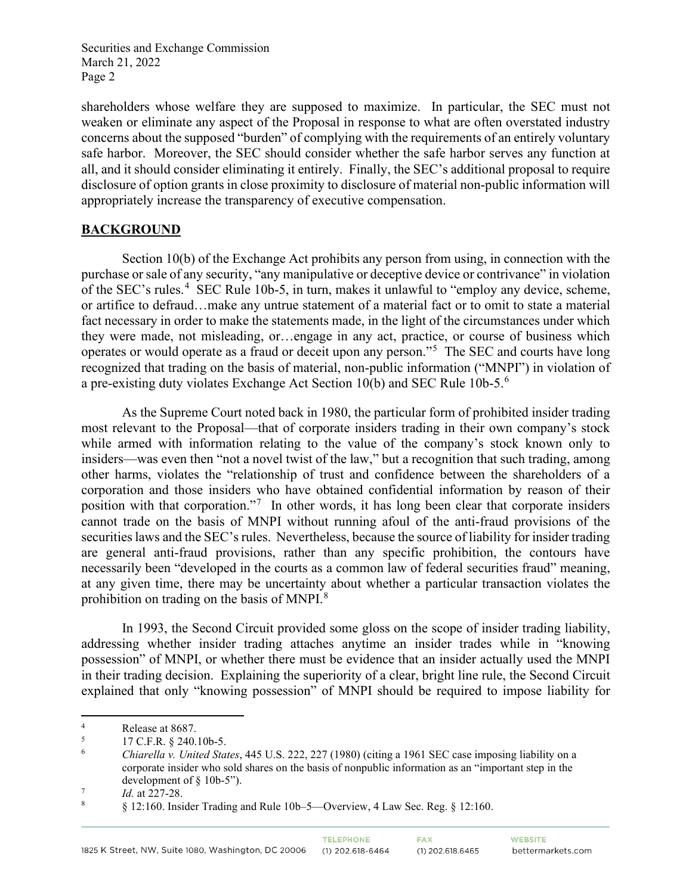shareholders whose welfare they are supposed to maximize. In particular, the SEC must not weaken or eliminate any aspect of the Proposal in response to what are often overstated industry concerns about the supposed "burden" of complying with the requirements of an entirely voluntary safe harbor. Moreover, the SEC should consider whether the safe harbor serves any function at all, and it should consider eliminating it entirely. Finally, the SEC's additional proposal to require disclosure of option grants in close proximity to disclosure of material non-public information will appropriately increase the transparency of executive compensation.

## BACKGROUND

Section 10(b) of the Exchange Act prohibits any person from using, in connection with the purchase or sale of any security, "any manipulative or deceptive device or contrivance" in violation of the SEC's rules.[4] SEC Rule 10b-5, in turn, makes it unlawful to "employ any device, scheme, or artifice to defraud…make any untrue statement of a material fact or to omit to state a material fact necessary in order to make the statements made, in the light of the circumstances under which they were made, not misleading, or…engage in any act, practice, or course of business which operates or would operate as a fraud or deceit upon any person."[5] The SEC and courts have long recognized that trading on the basis of material, non-public information ("MNPI") in violation of a pre-existing duty violates Exchange Act Section 10(b) and SEC Rule 10b-5.[6]

As the Supreme Court noted back in 1980, the particular form of prohibited insider trading most relevant to the Proposal—that of corporate insiders trading in their own company's stock while armed with information relating to the value of the company's stock known only to insiders—was even then "not a novel twist of the law," but a recognition that such trading, among other harms, violates the "relationship of trust and confidence between the shareholders of a corporation and those insiders who have obtained confidential information by reason of their position with that corporation."[7] In other words, it has long been clear that corporate insiders cannot trade on the basis of MNPI without running afoul of the anti-fraud provisions of the securities laws and the SEC's rules. Nevertheless, because the source of liability for insider trading are general anti-fraud provisions, rather than any specific prohibition, the contours have necessarily been "developed in the courts as a common law of federal securities fraud" meaning, at any given time, there may be uncertainty about whether a particular transaction violates the prohibition on trading on the basis of MNPI.[8]

In 1993, the Second Circuit provided some gloss on the scope of insider trading liability, addressing whether insider trading attaches anytime an insider trades while in "knowing possession" of MNPI, or whether there must be evidence that an insider actually used the MNPI in their trading decision. Explaining the superiority of a clear, bright line rule, the Second Circuit explained that only "knowing possession" of MNPI should be required to impose liability for

---

[4] Release at 8687.

[5] 17 C.F.R. § 240.10b-5.

[6] *Chiarella v. United States*, 445 U.S. 222, 227 (1980) (citing a 1961 SEC case imposing liability on a corporate insider who sold shares on the basis of nonpublic information as an "important step in the development of § 10b-5").

[7] *Id.* at 227-28.

[8] § 12:160. Insider Trading and Rule 10b–5—Overview, 4 Law Sec. Reg. § 12:160.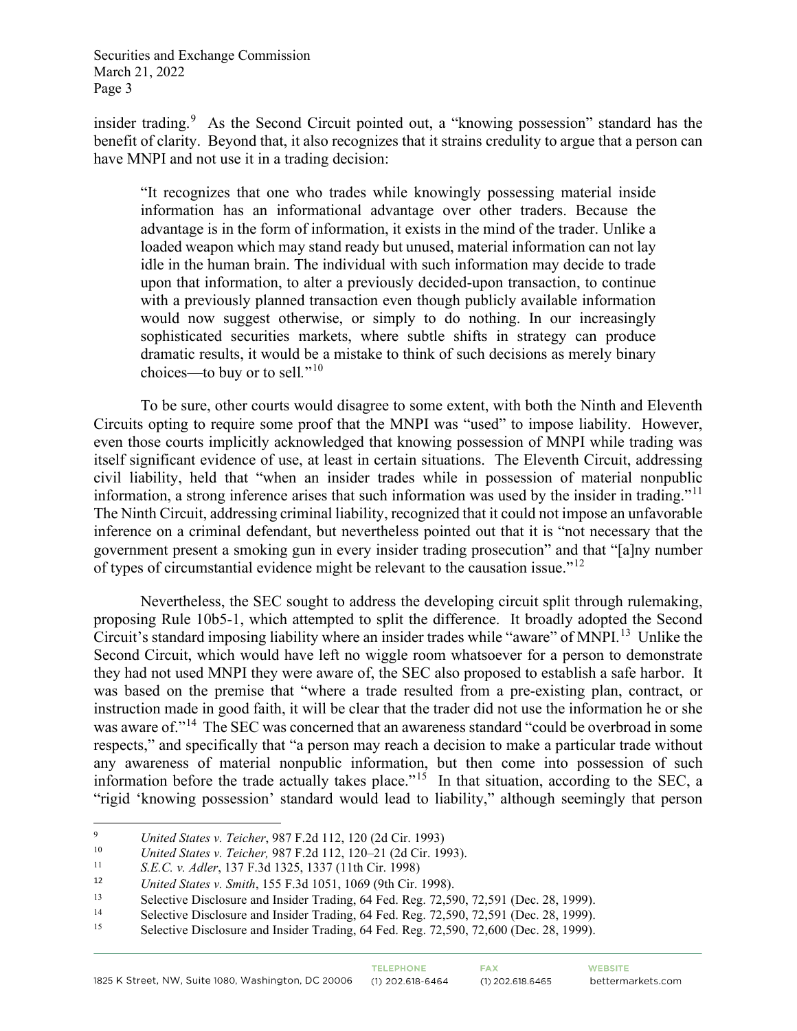insider trading.[9] As the Second Circuit pointed out, a "knowing possession" standard has the benefit of clarity. Beyond that, it also recognizes that it strains credulity to argue that a person can have MNPI and not use it in a trading decision:

> "It recognizes that one who trades while knowingly possessing material inside information has an informational advantage over other traders. Because the advantage is in the form of information, it exists in the mind of the trader. Unlike a loaded weapon which may stand ready but unused, material information can not lay idle in the human brain. The individual with such information may decide to trade upon that information, to alter a previously decided-upon transaction, to continue with a previously planned transaction even though publicly available information would now suggest otherwise, or simply to do nothing. In our increasingly sophisticated securities markets, where subtle shifts in strategy can produce dramatic results, it would be a mistake to think of such decisions as merely binary choices—to buy or to sell."[10]

To be sure, other courts would disagree to some extent, with both the Ninth and Eleventh Circuits opting to require some proof that the MNPI was "used" to impose liability. However, even those courts implicitly acknowledged that knowing possession of MNPI while trading was itself significant evidence of use, at least in certain situations. The Eleventh Circuit, addressing civil liability, held that "when an insider trades while in possession of material nonpublic information, a strong inference arises that such information was used by the insider in trading."[11] The Ninth Circuit, addressing criminal liability, recognized that it could not impose an unfavorable inference on a criminal defendant, but nevertheless pointed out that it is "not necessary that the government present a smoking gun in every insider trading prosecution" and that "[a]ny number of types of circumstantial evidence might be relevant to the causation issue."[12]

Nevertheless, the SEC sought to address the developing circuit split through rulemaking, proposing Rule 10b5-1, which attempted to split the difference. It broadly adopted the Second Circuit's standard imposing liability where an insider trades while "aware" of MNPI.[13] Unlike the Second Circuit, which would have left no wiggle room whatsoever for a person to demonstrate they had not used MNPI they were aware of, the SEC also proposed to establish a safe harbor. It was based on the premise that "where a trade resulted from a pre-existing plan, contract, or instruction made in good faith, it will be clear that the trader did not use the information he or she was aware of."[14] The SEC was concerned that an awareness standard "could be overbroad in some respects," and specifically that "a person may reach a decision to make a particular trade without any awareness of material nonpublic information, but then come into possession of such information before the trade actually takes place."[15] In that situation, according to the SEC, a "rigid 'knowing possession' standard would lead to liability," although seemingly that person

---

[9] *United States v. Teicher*, 987 F.2d 112, 120 (2d Cir. 1993)

[10] *United States v. Teicher,* 987 F.2d 112, 120–21 (2d Cir. 1993).

[11] *S.E.C. v. Adler*, 137 F.3d 1325, 1337 (11th Cir. 1998)

[12] *United States v. Smith*, 155 F.3d 1051, 1069 (9th Cir. 1998).

[13] Selective Disclosure and Insider Trading, 64 Fed. Reg. 72,590, 72,591 (Dec. 28, 1999).

[14] Selective Disclosure and Insider Trading, 64 Fed. Reg. 72,590, 72,591 (Dec. 28, 1999).

[15] Selective Disclosure and Insider Trading, 64 Fed. Reg. 72,590, 72,600 (Dec. 28, 1999).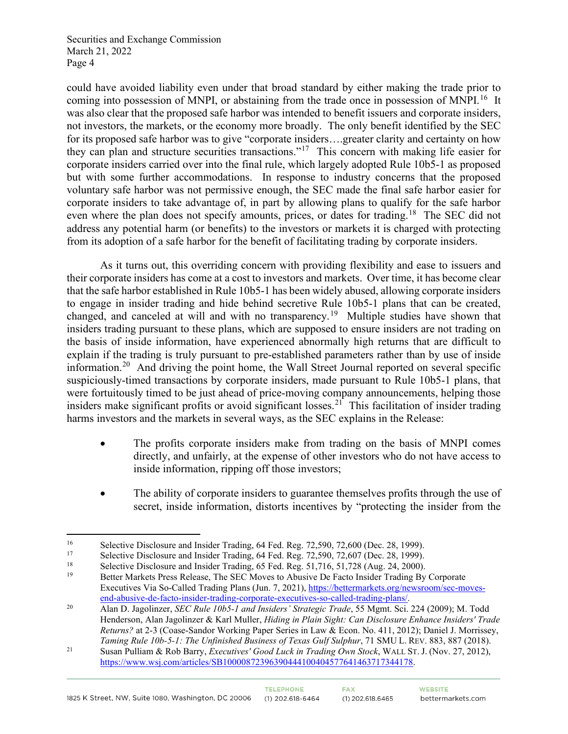could have avoided liability even under that broad standard by either making the trade prior to coming into possession of MNPI, or abstaining from the trade once in possession of MNPI.[16] It was also clear that the proposed safe harbor was intended to benefit issuers and corporate insiders, not investors, the markets, or the economy more broadly. The only benefit identified by the SEC for its proposed safe harbor was to give "corporate insiders….greater clarity and certainty on how they can plan and structure securities transactions."[17] This concern with making life easier for corporate insiders carried over into the final rule, which largely adopted Rule 10b5-1 as proposed but with some further accommodations. In response to industry concerns that the proposed voluntary safe harbor was not permissive enough, the SEC made the final safe harbor easier for corporate insiders to take advantage of, in part by allowing plans to qualify for the safe harbor even where the plan does not specify amounts, prices, or dates for trading.[18] The SEC did not address any potential harm (or benefits) to the investors or markets it is charged with protecting from its adoption of a safe harbor for the benefit of facilitating trading by corporate insiders.

As it turns out, this overriding concern with providing flexibility and ease to issuers and their corporate insiders has come at a cost to investors and markets. Over time, it has become clear that the safe harbor established in Rule 10b5-1 has been widely abused, allowing corporate insiders to engage in insider trading and hide behind secretive Rule 10b5-1 plans that can be created, changed, and canceled at will and with no transparency.[19] Multiple studies have shown that insiders trading pursuant to these plans, which are supposed to ensure insiders are not trading on the basis of inside information, have experienced abnormally high returns that are difficult to explain if the trading is truly pursuant to pre-established parameters rather than by use of inside information.[20] And driving the point home, the Wall Street Journal reported on several specific suspiciously-timed transactions by corporate insiders, made pursuant to Rule 10b5-1 plans, that were fortuitously timed to be just ahead of price-moving company announcements, helping those insiders make significant profits or avoid significant losses.[21] This facilitation of insider trading harms investors and the markets in several ways, as the SEC explains in the Release:

- The profits corporate insiders make from trading on the basis of MNPI comes directly, and unfairly, at the expense of other investors who do not have access to inside information, ripping off those investors;
- The ability of corporate insiders to guarantee themselves profits through the use of secret, inside information, distorts incentives by "protecting the insider from the

---

[16] Selective Disclosure and Insider Trading, 64 Fed. Reg. 72,590, 72,600 (Dec. 28, 1999).

[17] Selective Disclosure and Insider Trading, 64 Fed. Reg. 72,590, 72,607 (Dec. 28, 1999).

[18] Selective Disclosure and Insider Trading, 65 Fed. Reg. 51,716, 51,728 (Aug. 24, 2000).

[19] Better Markets Press Release, The SEC Moves to Abusive De Facto Insider Trading By Corporate Executives Via So-Called Trading Plans (Jun. 7, 2021), https://bettermarkets.org/newsroom/sec-moves-end-abusive-de-facto-insider-trading-corporate-executives-so-called-trading-plans/.

[20] Alan D. Jagolinzer, *SEC Rule 10b5-1 and Insiders' Strategic Trade*, 55 Mgmt. Sci. 224 (2009); M. Todd Henderson, Alan Jagolinzer & Karl Muller, *Hiding in Plain Sight: Can Disclosure Enhance Insiders' Trade Returns?* at 2-3 (Coase-Sandor Working Paper Series in Law & Econ. No. 411, 2012); Daniel J. Morrissey, *Taming Rule 10b-5-1: The Unfinished Business of Texas Gulf Sulphur*, 71 SMU L. REV. 883, 887 (2018).

[21] Susan Pulliam & Rob Barry, *Executives' Good Luck in Trading Own Stock*, WALL ST. J. (Nov. 27, 2012), https://www.wsj.com/articles/SB10000872396390444100404577641463717344178.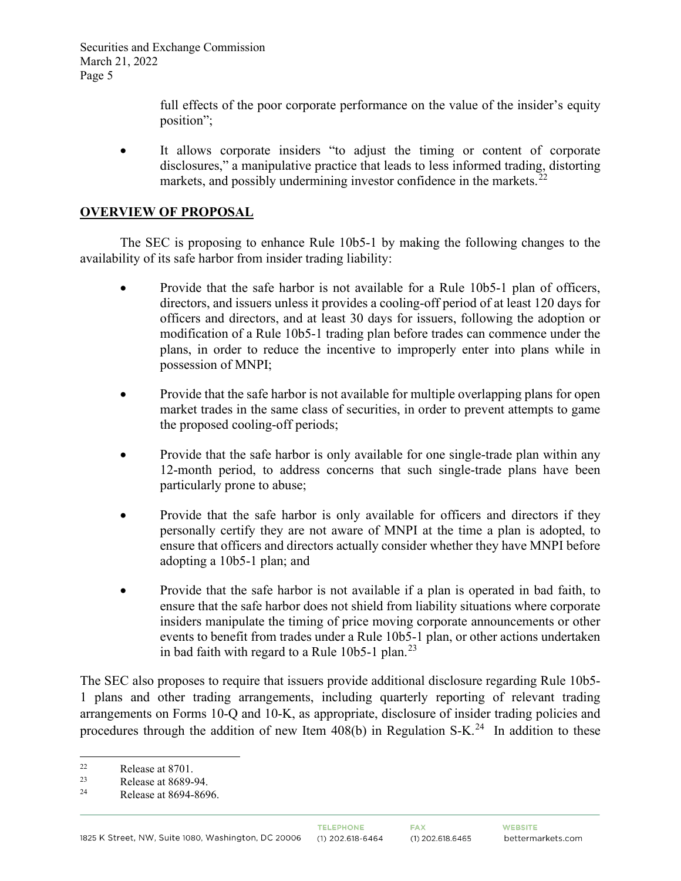full effects of the poor corporate performance on the value of the insider's equity position";

- It allows corporate insiders "to adjust the timing or content of corporate disclosures," a manipulative practice that leads to less informed trading, distorting markets, and possibly undermining investor confidence in the markets.[22]

## OVERVIEW OF PROPOSAL

The SEC is proposing to enhance Rule 10b5-1 by making the following changes to the availability of its safe harbor from insider trading liability:

- Provide that the safe harbor is not available for a Rule 10b5-1 plan of officers, directors, and issuers unless it provides a cooling-off period of at least 120 days for officers and directors, and at least 30 days for issuers, following the adoption or modification of a Rule 10b5-1 trading plan before trades can commence under the plans, in order to reduce the incentive to improperly enter into plans while in possession of MNPI;

- Provide that the safe harbor is not available for multiple overlapping plans for open market trades in the same class of securities, in order to prevent attempts to game the proposed cooling-off periods;

- Provide that the safe harbor is only available for one single-trade plan within any 12-month period, to address concerns that such single-trade plans have been particularly prone to abuse;

- Provide that the safe harbor is only available for officers and directors if they personally certify they are not aware of MNPI at the time a plan is adopted, to ensure that officers and directors actually consider whether they have MNPI before adopting a 10b5-1 plan; and

- Provide that the safe harbor is not available if a plan is operated in bad faith, to ensure that the safe harbor does not shield from liability situations where corporate insiders manipulate the timing of price moving corporate announcements or other events to benefit from trades under a Rule 10b5-1 plan, or other actions undertaken in bad faith with regard to a Rule 10b5-1 plan.[23]

The SEC also proposes to require that issuers provide additional disclosure regarding Rule 10b5-1 plans and other trading arrangements, including quarterly reporting of relevant trading arrangements on Forms 10-Q and 10-K, as appropriate, disclosure of insider trading policies and procedures through the addition of new Item 408(b) in Regulation S-K.[24] In addition to these

---

[22] Release at 8701.

[23] Release at 8689-94.

[24] Release at 8694-8696.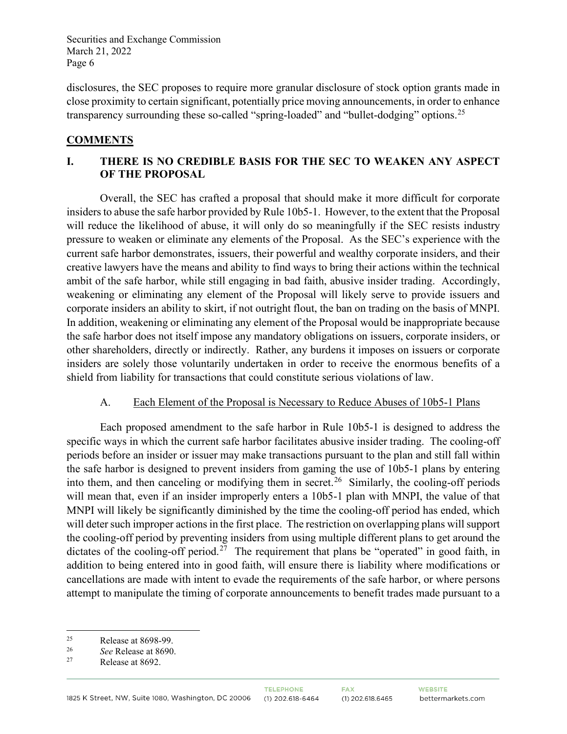disclosures, the SEC proposes to require more granular disclosure of stock option grants made in close proximity to certain significant, potentially price moving announcements, in order to enhance transparency surrounding these so-called "spring-loaded" and "bullet-dodging" options.[25]

## COMMENTS

### I. THERE IS NO CREDIBLE BASIS FOR THE SEC TO WEAKEN ANY ASPECT OF THE PROPOSAL

Overall, the SEC has crafted a proposal that should make it more difficult for corporate insiders to abuse the safe harbor provided by Rule 10b5-1. However, to the extent that the Proposal will reduce the likelihood of abuse, it will only do so meaningfully if the SEC resists industry pressure to weaken or eliminate any elements of the Proposal. As the SEC's experience with the current safe harbor demonstrates, issuers, their powerful and wealthy corporate insiders, and their creative lawyers have the means and ability to find ways to bring their actions within the technical ambit of the safe harbor, while still engaging in bad faith, abusive insider trading. Accordingly, weakening or eliminating any element of the Proposal will likely serve to provide issuers and corporate insiders an ability to skirt, if not outright flout, the ban on trading on the basis of MNPI. In addition, weakening or eliminating any element of the Proposal would be inappropriate because the safe harbor does not itself impose any mandatory obligations on issuers, corporate insiders, or other shareholders, directly or indirectly. Rather, any burdens it imposes on issuers or corporate insiders are solely those voluntarily undertaken in order to receive the enormous benefits of a shield from liability for transactions that could constitute serious violations of law.

#### A. <u>Each Element of the Proposal is Necessary to Reduce Abuses of 10b5-1 Plans</u>

Each proposed amendment to the safe harbor in Rule 10b5-1 is designed to address the specific ways in which the current safe harbor facilitates abusive insider trading. The cooling-off periods before an insider or issuer may make transactions pursuant to the plan and still fall within the safe harbor is designed to prevent insiders from gaming the use of 10b5-1 plans by entering into them, and then canceling or modifying them in secret.[26] Similarly, the cooling-off periods will mean that, even if an insider improperly enters a 10b5-1 plan with MNPI, the value of that MNPI will likely be significantly diminished by the time the cooling-off period has ended, which will deter such improper actions in the first place. The restriction on overlapping plans will support the cooling-off period by preventing insiders from using multiple different plans to get around the dictates of the cooling-off period.[27] The requirement that plans be "operated" in good faith, in addition to being entered into in good faith, will ensure there is liability where modifications or cancellations are made with intent to evade the requirements of the safe harbor, or where persons attempt to manipulate the timing of corporate announcements to benefit trades made pursuant to a

---

[25] Release at 8698-99.

[26] *See* Release at 8690.

[27] Release at 8692.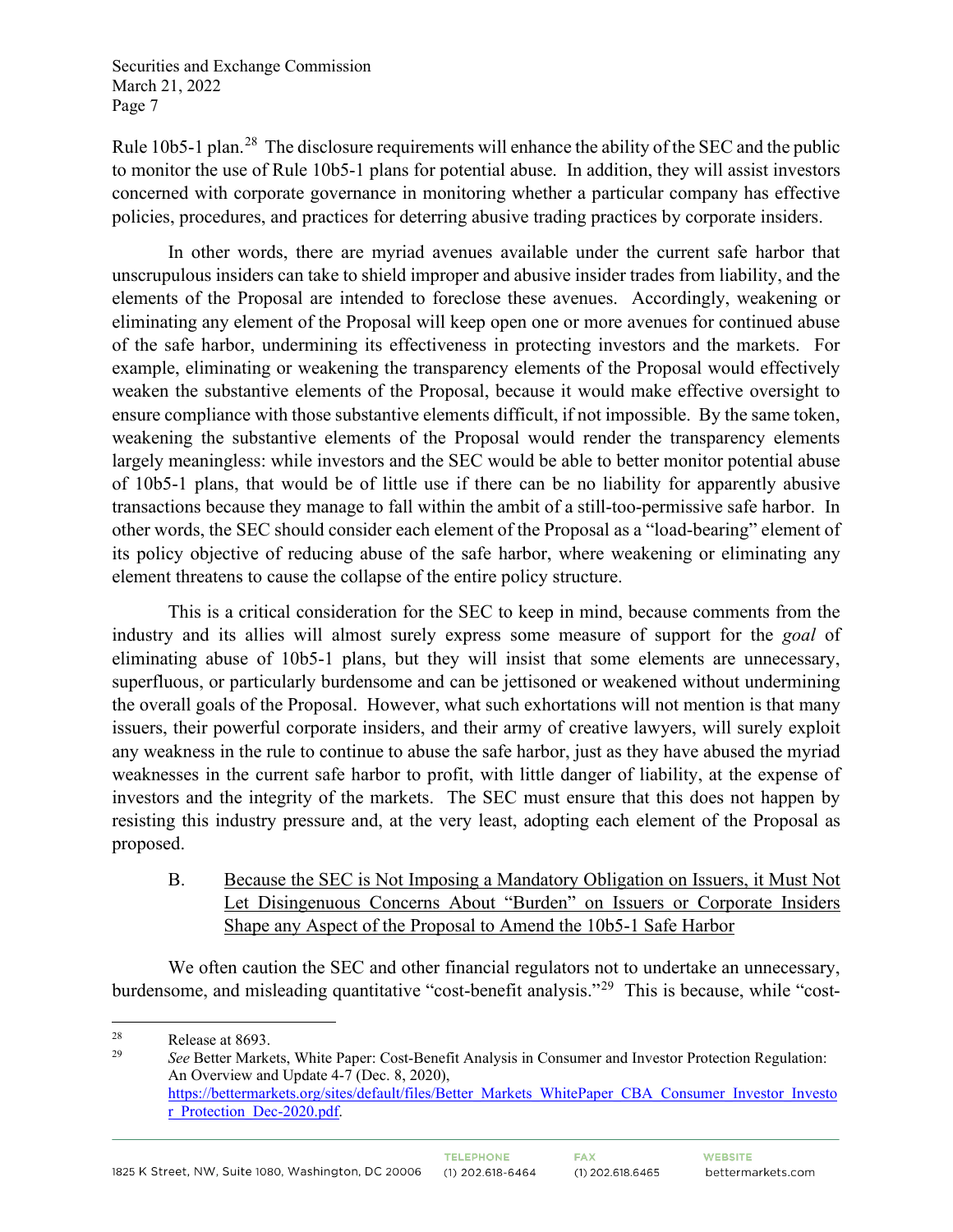Rule 10b5-1 plan.[28] The disclosure requirements will enhance the ability of the SEC and the public to monitor the use of Rule 10b5-1 plans for potential abuse. In addition, they will assist investors concerned with corporate governance in monitoring whether a particular company has effective policies, procedures, and practices for deterring abusive trading practices by corporate insiders.

In other words, there are myriad avenues available under the current safe harbor that unscrupulous insiders can take to shield improper and abusive insider trades from liability, and the elements of the Proposal are intended to foreclose these avenues. Accordingly, weakening or eliminating any element of the Proposal will keep open one or more avenues for continued abuse of the safe harbor, undermining its effectiveness in protecting investors and the markets. For example, eliminating or weakening the transparency elements of the Proposal would effectively weaken the substantive elements of the Proposal, because it would make effective oversight to ensure compliance with those substantive elements difficult, if not impossible. By the same token, weakening the substantive elements of the Proposal would render the transparency elements largely meaningless: while investors and the SEC would be able to better monitor potential abuse of 10b5-1 plans, that would be of little use if there can be no liability for apparently abusive transactions because they manage to fall within the ambit of a still-too-permissive safe harbor. In other words, the SEC should consider each element of the Proposal as a "load-bearing" element of its policy objective of reducing abuse of the safe harbor, where weakening or eliminating any element threatens to cause the collapse of the entire policy structure.

This is a critical consideration for the SEC to keep in mind, because comments from the industry and its allies will almost surely express some measure of support for the *goal* of eliminating abuse of 10b5-1 plans, but they will insist that some elements are unnecessary, superfluous, or particularly burdensome and can be jettisoned or weakened without undermining the overall goals of the Proposal. However, what such exhortations will not mention is that many issuers, their powerful corporate insiders, and their army of creative lawyers, will surely exploit any weakness in the rule to continue to abuse the safe harbor, just as they have abused the myriad weaknesses in the current safe harbor to profit, with little danger of liability, at the expense of investors and the integrity of the markets. The SEC must ensure that this does not happen by resisting this industry pressure and, at the very least, adopting each element of the Proposal as proposed.

### B. Because the SEC is Not Imposing a Mandatory Obligation on Issuers, it Must Not Let Disingenuous Concerns About "Burden" on Issuers or Corporate Insiders Shape any Aspect of the Proposal to Amend the 10b5-1 Safe Harbor

We often caution the SEC and other financial regulators not to undertake an unnecessary, burdensome, and misleading quantitative "cost-benefit analysis."[29] This is because, while "cost-

---

[28] Release at 8693.

[29] *See* Better Markets, White Paper: Cost-Benefit Analysis in Consumer and Investor Protection Regulation: An Overview and Update 4-7 (Dec. 8, 2020), https://bettermarkets.org/sites/default/files/Better_Markets_WhitePaper_CBA_Consumer_Investor_Investor_Protection_Dec-2020.pdf.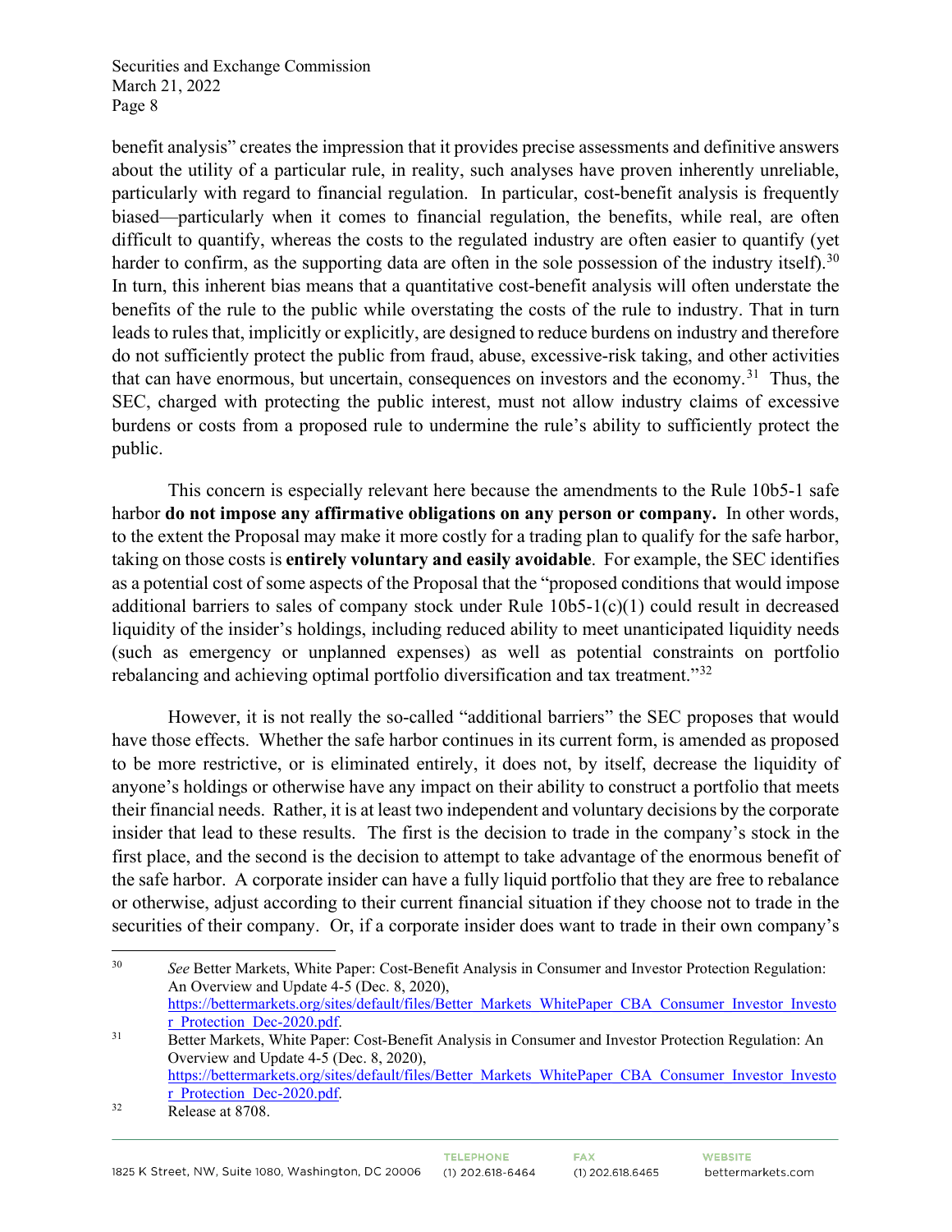benefit analysis" creates the impression that it provides precise assessments and definitive answers about the utility of a particular rule, in reality, such analyses have proven inherently unreliable, particularly with regard to financial regulation. In particular, cost-benefit analysis is frequently biased—particularly when it comes to financial regulation, the benefits, while real, are often difficult to quantify, whereas the costs to the regulated industry are often easier to quantify (yet harder to confirm, as the supporting data are often in the sole possession of the industry itself).[30] In turn, this inherent bias means that a quantitative cost-benefit analysis will often understate the benefits of the rule to the public while overstating the costs of the rule to industry. That in turn leads to rules that, implicitly or explicitly, are designed to reduce burdens on industry and therefore do not sufficiently protect the public from fraud, abuse, excessive-risk taking, and other activities that can have enormous, but uncertain, consequences on investors and the economy.[31] Thus, the SEC, charged with protecting the public interest, must not allow industry claims of excessive burdens or costs from a proposed rule to undermine the rule's ability to sufficiently protect the public.

This concern is especially relevant here because the amendments to the Rule 10b5-1 safe harbor **do not impose any affirmative obligations on any person or company.** In other words, to the extent the Proposal may make it more costly for a trading plan to qualify for the safe harbor, taking on those costs is **entirely voluntary and easily avoidable**. For example, the SEC identifies as a potential cost of some aspects of the Proposal that the "proposed conditions that would impose additional barriers to sales of company stock under Rule 10b5-1(c)(1) could result in decreased liquidity of the insider's holdings, including reduced ability to meet unanticipated liquidity needs (such as emergency or unplanned expenses) as well as potential constraints on portfolio rebalancing and achieving optimal portfolio diversification and tax treatment."[32]

However, it is not really the so-called "additional barriers" the SEC proposes that would have those effects. Whether the safe harbor continues in its current form, is amended as proposed to be more restrictive, or is eliminated entirely, it does not, by itself, decrease the liquidity of anyone's holdings or otherwise have any impact on their ability to construct a portfolio that meets their financial needs. Rather, it is at least two independent and voluntary decisions by the corporate insider that lead to these results. The first is the decision to trade in the company's stock in the first place, and the second is the decision to attempt to take advantage of the enormous benefit of the safe harbor. A corporate insider can have a fully liquid portfolio that they are free to rebalance or otherwise, adjust according to their current financial situation if they choose not to trade in the securities of their company. Or, if a corporate insider does want to trade in their own company's

---

[30] *See* Better Markets, White Paper: Cost-Benefit Analysis in Consumer and Investor Protection Regulation: An Overview and Update 4-5 (Dec. 8, 2020), https://bettermarkets.org/sites/default/files/Better_Markets_WhitePaper_CBA_Consumer_Investor_Investor_Protection_Dec-2020.pdf.

[31] Better Markets, White Paper: Cost-Benefit Analysis in Consumer and Investor Protection Regulation: An Overview and Update 4-5 (Dec. 8, 2020), https://bettermarkets.org/sites/default/files/Better_Markets_WhitePaper_CBA_Consumer_Investor_Investor_Protection_Dec-2020.pdf.

[32] Release at 8708.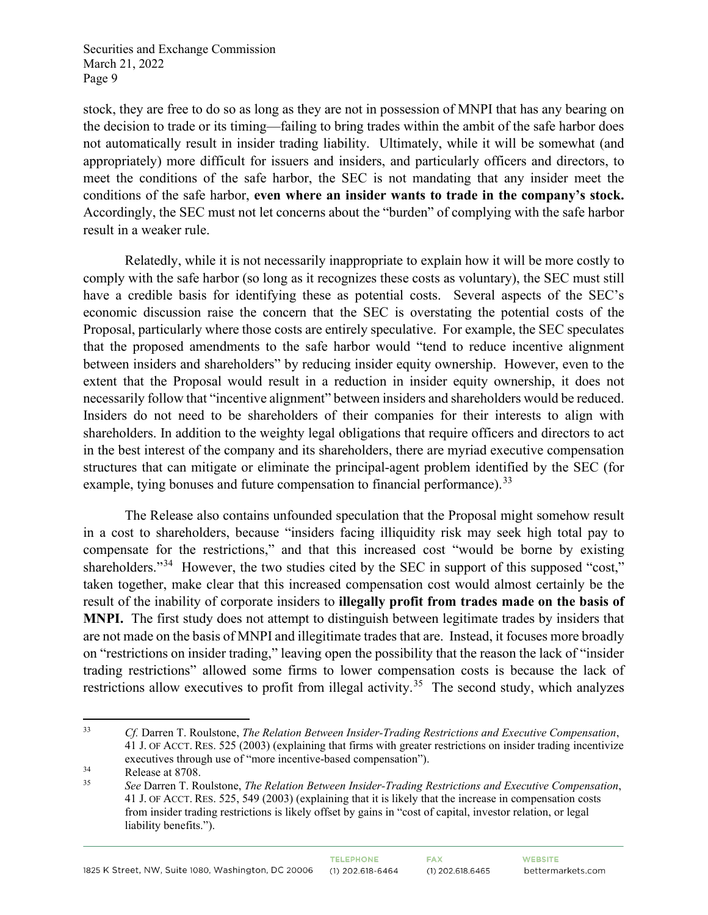stock, they are free to do so as long as they are not in possession of MNPI that has any bearing on the decision to trade or its timing—failing to bring trades within the ambit of the safe harbor does not automatically result in insider trading liability. Ultimately, while it will be somewhat (and appropriately) more difficult for issuers and insiders, and particularly officers and directors, to meet the conditions of the safe harbor, the SEC is not mandating that any insider meet the conditions of the safe harbor, **even where an insider wants to trade in the company's stock.** Accordingly, the SEC must not let concerns about the "burden" of complying with the safe harbor result in a weaker rule.

Relatedly, while it is not necessarily inappropriate to explain how it will be more costly to comply with the safe harbor (so long as it recognizes these costs as voluntary), the SEC must still have a credible basis for identifying these as potential costs. Several aspects of the SEC's economic discussion raise the concern that the SEC is overstating the potential costs of the Proposal, particularly where those costs are entirely speculative. For example, the SEC speculates that the proposed amendments to the safe harbor would "tend to reduce incentive alignment between insiders and shareholders" by reducing insider equity ownership. However, even to the extent that the Proposal would result in a reduction in insider equity ownership, it does not necessarily follow that "incentive alignment" between insiders and shareholders would be reduced. Insiders do not need to be shareholders of their companies for their interests to align with shareholders. In addition to the weighty legal obligations that require officers and directors to act in the best interest of the company and its shareholders, there are myriad executive compensation structures that can mitigate or eliminate the principal-agent problem identified by the SEC (for example, tying bonuses and future compensation to financial performance).[33]

The Release also contains unfounded speculation that the Proposal might somehow result in a cost to shareholders, because "insiders facing illiquidity risk may seek high total pay to compensate for the restrictions," and that this increased cost "would be borne by existing shareholders."[34] However, the two studies cited by the SEC in support of this supposed "cost," taken together, make clear that this increased compensation cost would almost certainly be the result of the inability of corporate insiders to **illegally profit from trades made on the basis of MNPI.** The first study does not attempt to distinguish between legitimate trades by insiders that are not made on the basis of MNPI and illegitimate trades that are. Instead, it focuses more broadly on "restrictions on insider trading," leaving open the possibility that the reason the lack of "insider trading restrictions" allowed some firms to lower compensation costs is because the lack of restrictions allow executives to profit from illegal activity.[35] The second study, which analyzes

---

[33] *Cf.* Darren T. Roulstone, *The Relation Between Insider-Trading Restrictions and Executive Compensation*, 41 J. OF ACCT. RES. 525 (2003) (explaining that firms with greater restrictions on insider trading incentivize executives through use of "more incentive-based compensation").

[34] Release at 8708.

[35] *See* Darren T. Roulstone, *The Relation Between Insider-Trading Restrictions and Executive Compensation*, 41 J. OF ACCT. RES. 525, 549 (2003) (explaining that it is likely that the increase in compensation costs from insider trading restrictions is likely offset by gains in "cost of capital, investor relation, or legal liability benefits.").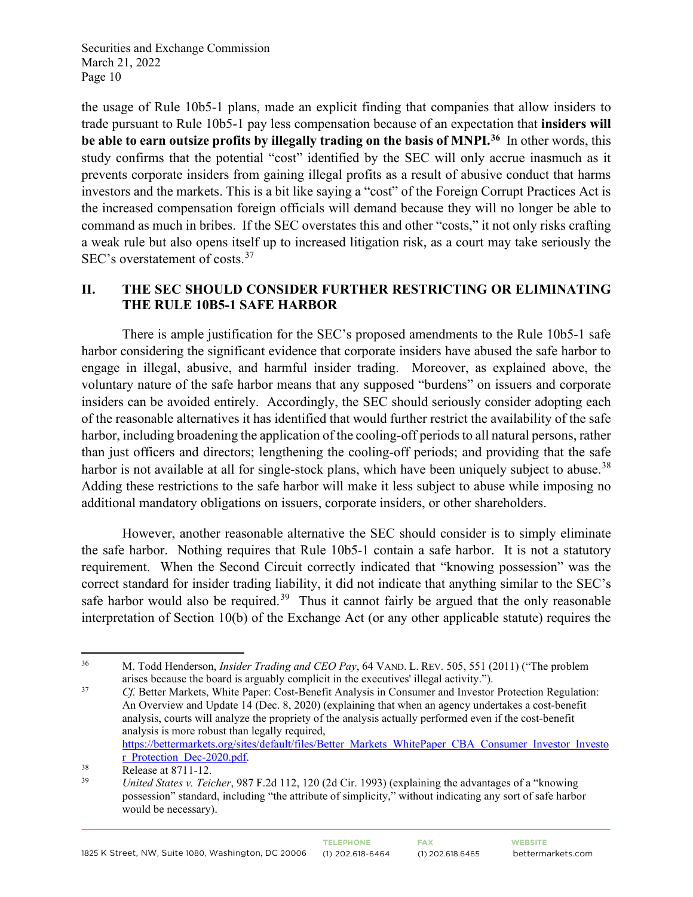the usage of Rule 10b5-1 plans, made an explicit finding that companies that allow insiders to trade pursuant to Rule 10b5-1 pay less compensation because of an expectation that **insiders will be able to earn outsize profits by illegally trading on the basis of MNPI.[36]** In other words, this study confirms that the potential "cost" identified by the SEC will only accrue inasmuch as it prevents corporate insiders from gaining illegal profits as a result of abusive conduct that harms investors and the markets. This is a bit like saying a "cost" of the Foreign Corrupt Practices Act is the increased compensation foreign officials will demand because they will no longer be able to command as much in bribes. If the SEC overstates this and other "costs," it not only risks crafting a weak rule but also opens itself up to increased litigation risk, as a court may take seriously the SEC's overstatement of costs.[37]

## II. THE SEC SHOULD CONSIDER FURTHER RESTRICTING OR ELIMINATING THE RULE 10B5-1 SAFE HARBOR

There is ample justification for the SEC's proposed amendments to the Rule 10b5-1 safe harbor considering the significant evidence that corporate insiders have abused the safe harbor to engage in illegal, abusive, and harmful insider trading. Moreover, as explained above, the voluntary nature of the safe harbor means that any supposed "burdens" on issuers and corporate insiders can be avoided entirely. Accordingly, the SEC should seriously consider adopting each of the reasonable alternatives it has identified that would further restrict the availability of the safe harbor, including broadening the application of the cooling-off periods to all natural persons, rather than just officers and directors; lengthening the cooling-off periods; and providing that the safe harbor is not available at all for single-stock plans, which have been uniquely subject to abuse.[38] Adding these restrictions to the safe harbor will make it less subject to abuse while imposing no additional mandatory obligations on issuers, corporate insiders, or other shareholders.

However, another reasonable alternative the SEC should consider is to simply eliminate the safe harbor. Nothing requires that Rule 10b5-1 contain a safe harbor. It is not a statutory requirement. When the Second Circuit correctly indicated that "knowing possession" was the correct standard for insider trading liability, it did not indicate that anything similar to the SEC's safe harbor would also be required.[39] Thus it cannot fairly be argued that the only reasonable interpretation of Section 10(b) of the Exchange Act (or any other applicable statute) requires the

---

[36] M. Todd Henderson, *Insider Trading and CEO Pay*, 64 VAND. L. REV. 505, 551 (2011) ("The problem arises because the board is arguably complicit in the executives' illegal activity.").

[37] *Cf.* Better Markets, White Paper: Cost-Benefit Analysis in Consumer and Investor Protection Regulation: An Overview and Update 14 (Dec. 8, 2020) (explaining that when an agency undertakes a cost-benefit analysis, courts will analyze the propriety of the analysis actually performed even if the cost-benefit analysis is more robust than legally required, https://bettermarkets.org/sites/default/files/Better_Markets_WhitePaper_CBA_Consumer_Investor_Investor_Protection_Dec-2020.pdf.

[38] Release at 8711-12.

[39] *United States v. Teicher*, 987 F.2d 112, 120 (2d Cir. 1993) (explaining the advantages of a "knowing possession" standard, including "the attribute of simplicity," without indicating any sort of safe harbor would be necessary).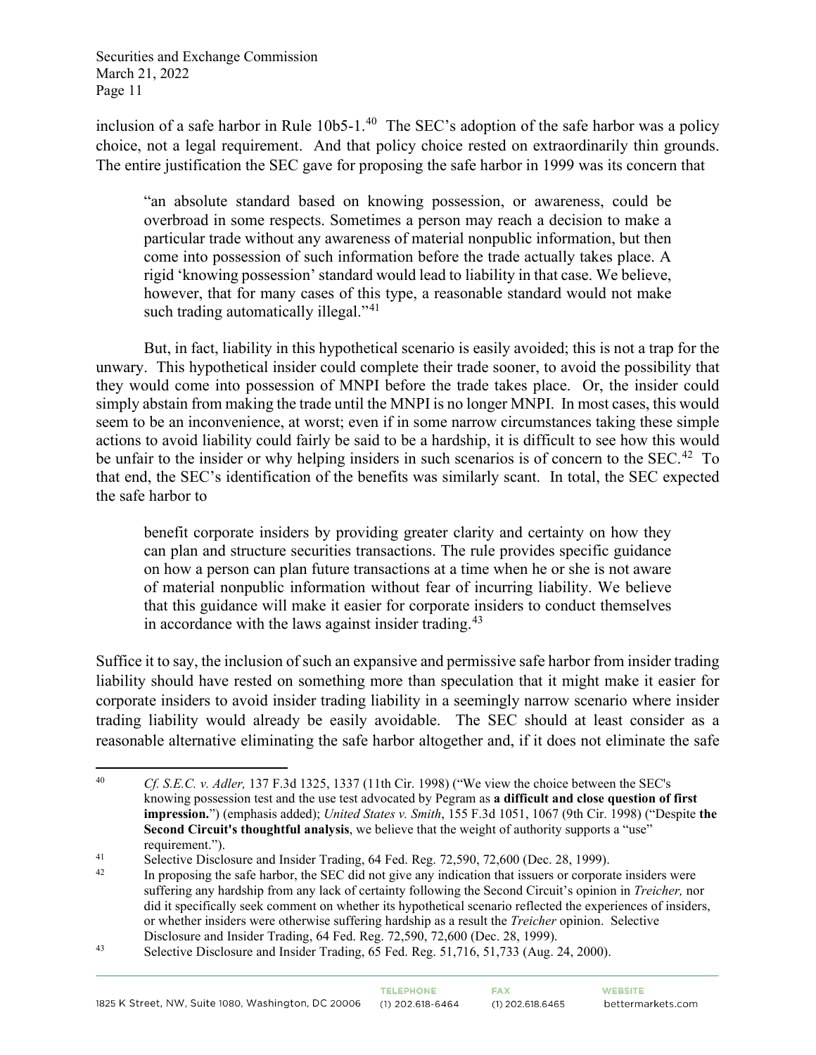inclusion of a safe harbor in Rule 10b5-1.[40] The SEC's adoption of the safe harbor was a policy choice, not a legal requirement. And that policy choice rested on extraordinarily thin grounds. The entire justification the SEC gave for proposing the safe harbor in 1999 was its concern that

> "an absolute standard based on knowing possession, or awareness, could be overbroad in some respects. Sometimes a person may reach a decision to make a particular trade without any awareness of material nonpublic information, but then come into possession of such information before the trade actually takes place. A rigid 'knowing possession' standard would lead to liability in that case. We believe, however, that for many cases of this type, a reasonable standard would not make such trading automatically illegal."[41]

But, in fact, liability in this hypothetical scenario is easily avoided; this is not a trap for the unwary. This hypothetical insider could complete their trade sooner, to avoid the possibility that they would come into possession of MNPI before the trade takes place. Or, the insider could simply abstain from making the trade until the MNPI is no longer MNPI. In most cases, this would seem to be an inconvenience, at worst; even if in some narrow circumstances taking these simple actions to avoid liability could fairly be said to be a hardship, it is difficult to see how this would be unfair to the insider or why helping insiders in such scenarios is of concern to the SEC.[42] To that end, the SEC's identification of the benefits was similarly scant. In total, the SEC expected the safe harbor to

> benefit corporate insiders by providing greater clarity and certainty on how they can plan and structure securities transactions. The rule provides specific guidance on how a person can plan future transactions at a time when he or she is not aware of material nonpublic information without fear of incurring liability. We believe that this guidance will make it easier for corporate insiders to conduct themselves in accordance with the laws against insider trading.[43]

Suffice it to say, the inclusion of such an expansive and permissive safe harbor from insider trading liability should have rested on something more than speculation that it might make it easier for corporate insiders to avoid insider trading liability in a seemingly narrow scenario where insider trading liability would already be easily avoidable. The SEC should at least consider as a reasonable alternative eliminating the safe harbor altogether and, if it does not eliminate the safe

---

[40] *Cf. S.E.C. v. Adler,* 137 F.3d 1325, 1337 (11th Cir. 1998) ("We view the choice between the SEC's knowing possession test and the use test advocated by Pegram as **a difficult and close question of first impression.**") (emphasis added); *United States v. Smith*, 155 F.3d 1051, 1067 (9th Cir. 1998) ("Despite **the Second Circuit's thoughtful analysis**, we believe that the weight of authority supports a "use" requirement.").

[41] Selective Disclosure and Insider Trading, 64 Fed. Reg. 72,590, 72,600 (Dec. 28, 1999).

[42] In proposing the safe harbor, the SEC did not give any indication that issuers or corporate insiders were suffering any hardship from any lack of certainty following the Second Circuit's opinion in *Treicher,* nor did it specifically seek comment on whether its hypothetical scenario reflected the experiences of insiders, or whether insiders were otherwise suffering hardship as a result the *Treicher* opinion. Selective Disclosure and Insider Trading, 64 Fed. Reg. 72,590, 72,600 (Dec. 28, 1999).

[43] Selective Disclosure and Insider Trading, 65 Fed. Reg. 51,716, 51,733 (Aug. 24, 2000).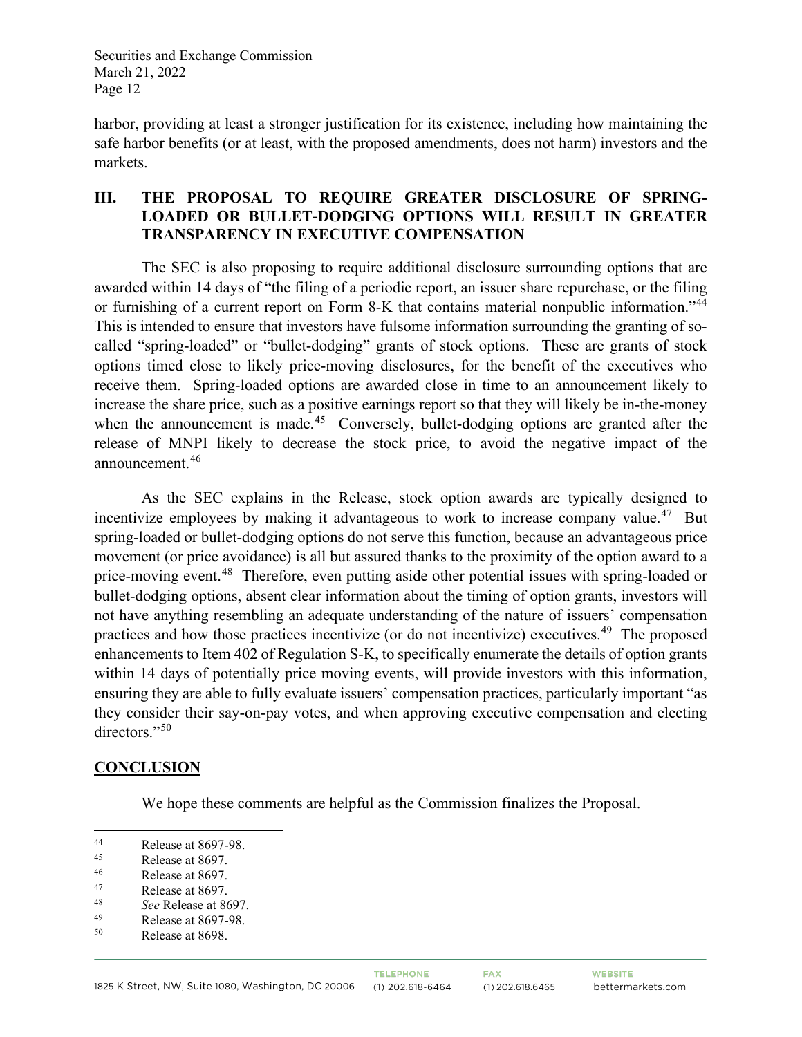harbor, providing at least a stronger justification for its existence, including how maintaining the safe harbor benefits (or at least, with the proposed amendments, does not harm) investors and the markets.

## III. THE PROPOSAL TO REQUIRE GREATER DISCLOSURE OF SPRING-LOADED OR BULLET-DODGING OPTIONS WILL RESULT IN GREATER TRANSPARENCY IN EXECUTIVE COMPENSATION

The SEC is also proposing to require additional disclosure surrounding options that are awarded within 14 days of "the filing of a periodic report, an issuer share repurchase, or the filing or furnishing of a current report on Form 8-K that contains material nonpublic information."[44] This is intended to ensure that investors have fulsome information surrounding the granting of so-called "spring-loaded" or "bullet-dodging" grants of stock options. These are grants of stock options timed close to likely price-moving disclosures, for the benefit of the executives who receive them. Spring-loaded options are awarded close in time to an announcement likely to increase the share price, such as a positive earnings report so that they will likely be in-the-money when the announcement is made.[45] Conversely, bullet-dodging options are granted after the release of MNPI likely to decrease the stock price, to avoid the negative impact of the announcement.[46]

As the SEC explains in the Release, stock option awards are typically designed to incentivize employees by making it advantageous to work to increase company value.[47] But spring-loaded or bullet-dodging options do not serve this function, because an advantageous price movement (or price avoidance) is all but assured thanks to the proximity of the option award to a price-moving event.[48] Therefore, even putting aside other potential issues with spring-loaded or bullet-dodging options, absent clear information about the timing of option grants, investors will not have anything resembling an adequate understanding of the nature of issuers' compensation practices and how those practices incentivize (or do not incentivize) executives.[49] The proposed enhancements to Item 402 of Regulation S-K, to specifically enumerate the details of option grants within 14 days of potentially price moving events, will provide investors with this information, ensuring they are able to fully evaluate issuers' compensation practices, particularly important "as they consider their say-on-pay votes, and when approving executive compensation and electing directors."[50]

## CONCLUSION

We hope these comments are helpful as the Commission finalizes the Proposal.

---

[44] Release at 8697-98.

[45] Release at 8697.

[46] Release at 8697.

[47] Release at 8697.

[48] *See* Release at 8697.

[49] Release at 8697-98.

[50] Release at 8698.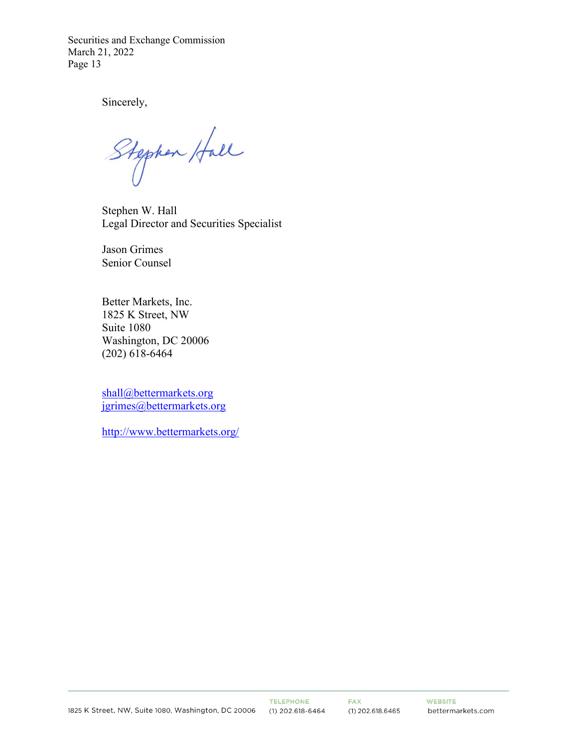Sincerely,

Stephen W. Hall
Legal Director and Securities Specialist

Jason Grimes
Senior Counsel

Better Markets, Inc.
1825 K Street, NW
Suite 1080
Washington, DC 20006
(202) 618-6464

shall@bettermarkets.org
jgrimes@bettermarkets.org

http://www.bettermarkets.org/